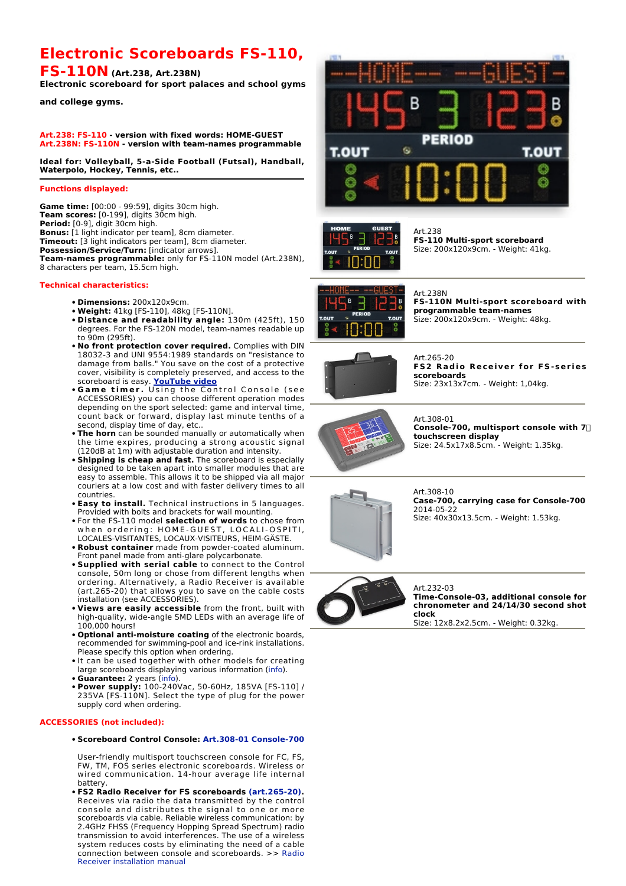# Electronic Scoreboards FS-110, FS-110N (Art.238, Art.238N)

**Electronic scoreboard for sport palaces and school gyms and college gyms.**

**Art.238: FS-110 - version with fixed words: HOME-GUEST**
**Art.238N: FS-110N - version with team-names programmable**

**Ideal for: Volleyball, 5-a-Side Football (Futsal), Handball, Waterpolo, Hockey, Tennis, etc..**

## Functions displayed:

**Game time:** [00:00 - 99:59], digits 30cm high.
**Team scores:** [0-199], digits 30cm high.
**Period:** [0-9], digit 30cm high.
**Bonus:** [1 light indicator per team], 8cm diameter.
**Timeout:** [3 light indicators per team], 8cm diameter.
**Possession/Service/Turn:** [indicator arrows].
**Team-names programmable:** only for FS-110N model (Art.238N), 8 characters per team, 15.5cm high.

## Technical characteristics:

- **Dimensions:** 200x120x9cm.
- **Weight:** 41kg [FS-110], 48kg [FS-110N].
- **Distance and readability angle:** 130m (425ft), 150 degrees. For the FS-120N model, team-names readable up to 90m (295ft).
- **No front protection cover required.** Complies with DIN 18032-3 and UNI 9554:1989 standards on "resistance to damage from balls." You save on the cost of a protective cover, visibility is completely preserved, and access to the scoreboard is easy. **YouTube video**
- **Game timer.** Using the Control Console (see ACCESSORIES) you can choose different operation modes depending on the sport selected: game and interval time, count back or forward, display last minute tenths of a second, display time of day, etc..
- **The horn** can be sounded manually or automatically when the time expires, producing a strong acoustic signal (120dB at 1m) with adjustable duration and intensity.
- **Shipping is cheap and fast.** The scoreboard is especially designed to be taken apart into smaller modules that are easy to assemble. This allows it to be shipped via all major couriers at a low cost and with faster delivery times to all countries.
- **Easy to install.** Technical instructions in 5 languages. Provided with bolts and brackets for wall mounting.
- For the FS-110 model **selection of words** to chose from when ordering: HOME-GUEST, LOCALI-OSPITI, LOCALES-VISITANTES, LOCAUX-VISITEURS, HEIM-GÄSTE.
- **Robust container** made from powder-coated aluminum. Front panel made from anti-glare polycarbonate.
- **Supplied with serial cable** to connect to the Control console, 50m long or chose from different lengths when ordering. Alternatively, a Radio Receiver is available (art.265-20) that allows you to save on the cable costs installation (see ACCESSORIES).
- **Views are easily accessible** from the front, built with high-quality, wide-angle SMD LEDs with an average life of 100,000 hours!
- **Optional anti-moisture coating** of the electronic boards, recommended for swimming-pool and ice-rink installations. Please specify this option when ordering.
- It can be used together with other models for creating large scoreboards displaying various information (info).
- **Guarantee:** 2 years (info).
- **Power supply:** 100-240Vac, 50-60Hz, 185VA [FS-110] / 235VA [FS-110N]. Select the type of plug for the power supply cord when ordering.

## ACCESSORIES (not included):

- **Scoreboard Control Console: Art.308-01 Console-700**

  User-friendly multisport touchscreen console for FC, FS, FW, TM, FOS series electronic scoreboards. Wireless or wired communication. 14-hour average life internal battery.
- **FS2 Radio Receiver for FS scoreboards (art.265-20).** Receives via radio the data transmitted by the control console and distributes the signal to one or more scoreboards via cable. Reliable wireless communication: by 2.4GHz FHSS (Frequency Hopping Spread Spectrum) radio transmission to avoid interferences. The use of a wireless system reduces costs by eliminating the need of a cable connection between console and scoreboards. >> Radio Receiver installation manual

---

Art.238
**FS-110 Multi-sport scoreboard**
Size: 200x120x9cm. - Weight: 41kg.

Art.238N
**FS-110N Multi-sport scoreboard with programmable team-names**
Size: 200x120x9cm. - Weight: 48kg.

Art.265-20
**FS2 Radio Receiver for FS-series scoreboards**
Size: 23x13x7cm. - Weight: 1,04kg.

Art.308-01
**Console-700, multisport console with 7" touchscreen display**
Size: 24.5x17x8.5cm. - Weight: 1.35kg.

Art.308-10
**Case-700, carrying case for Console-700**
2014-05-22
Size: 40x30x13.5cm. - Weight: 1.53kg.

Art.232-03
**Time-Console-03, additional console for chronometer and 24/14/30 second shot clock**
Size: 12x8.2x2.5cm. - Weight: 0.32kg.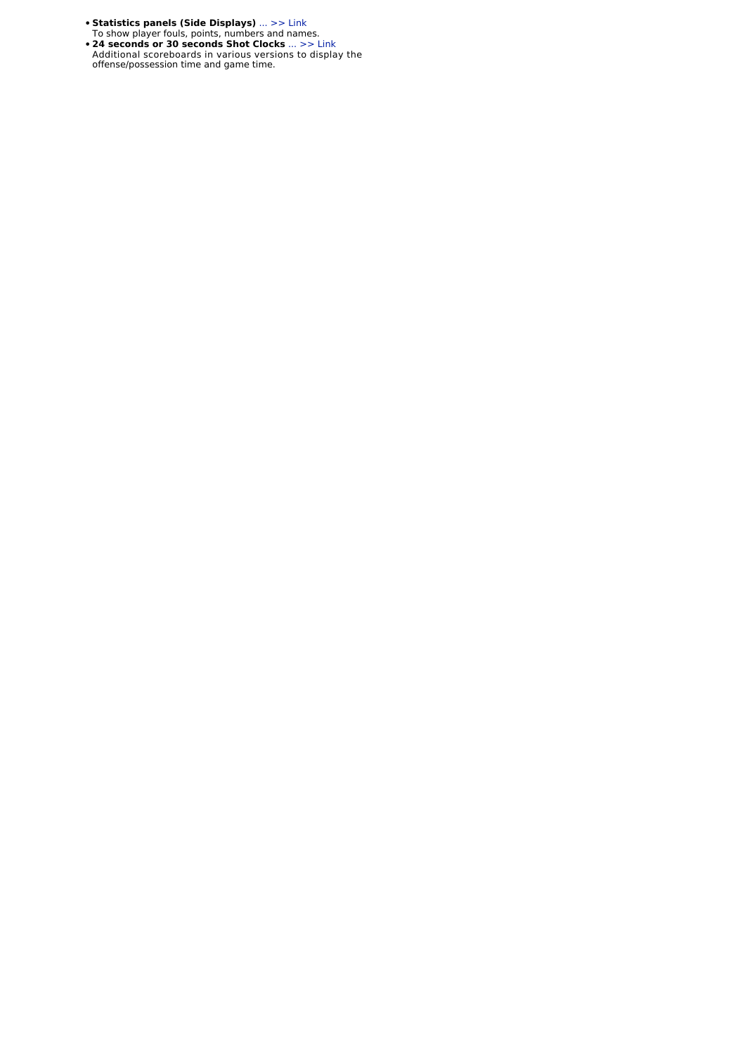- **Statistics panels (Side Displays)** ... >> Link
  To show player fouls, points, numbers and names.
- **24 seconds or 30 seconds Shot Clocks** ... >> Link
  Additional scoreboards in various versions to display the offense/possession time and game time.